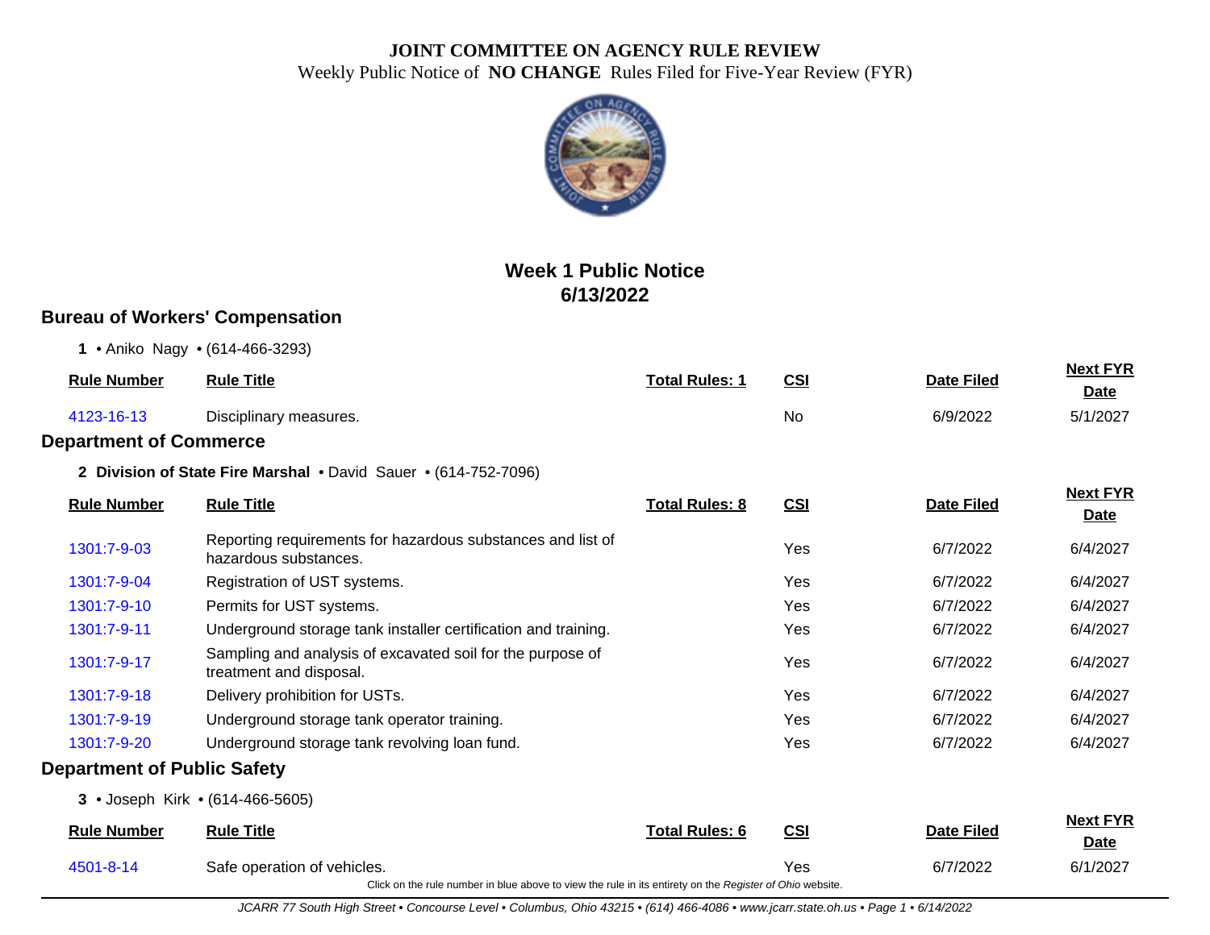# JOINT COMMITTEE ON AGENCY RULE REVIEW

Weekly Public Notice of **NO CHANGE** Rules Filed for Five-Year Review (FYR)

## Week 1 Public Notice
## 6/13/2022

## Bureau of Workers' Compensation

**1** • Aniko Nagy • (614-466-3293)

| Rule Number | Rule Title | Total Rules: 1 | CSI | Date Filed | Next FYR Date |
|---|---|---|---|---|---|
| 4123-16-13 | Disciplinary measures. | | No | 6/9/2022 | 5/1/2027 |

## Department of Commerce

**2 Division of State Fire Marshal** • David Sauer • (614-752-7096)

| Rule Number | Rule Title | Total Rules: 8 | CSI | Date Filed | Next FYR Date |
|---|---|---|---|---|---|
| 1301:7-9-03 | Reporting requirements for hazardous substances and list of hazardous substances. | | Yes | 6/7/2022 | 6/4/2027 |
| 1301:7-9-04 | Registration of UST systems. | | Yes | 6/7/2022 | 6/4/2027 |
| 1301:7-9-10 | Permits for UST systems. | | Yes | 6/7/2022 | 6/4/2027 |
| 1301:7-9-11 | Underground storage tank installer certification and training. | | Yes | 6/7/2022 | 6/4/2027 |
| 1301:7-9-17 | Sampling and analysis of excavated soil for the purpose of treatment and disposal. | | Yes | 6/7/2022 | 6/4/2027 |
| 1301:7-9-18 | Delivery prohibition for USTs. | | Yes | 6/7/2022 | 6/4/2027 |
| 1301:7-9-19 | Underground storage tank operator training. | | Yes | 6/7/2022 | 6/4/2027 |
| 1301:7-9-20 | Underground storage tank revolving loan fund. | | Yes | 6/7/2022 | 6/4/2027 |

## Department of Public Safety

**3** • Joseph Kirk • (614-466-5605)

| Rule Number | Rule Title | Total Rules: 6 | CSI | Date Filed | Next FYR Date |
|---|---|---|---|---|---|
| 4501-8-14 | Safe operation of vehicles. | | Yes | 6/7/2022 | 6/1/2027 |

Click on the rule number in blue above to view the rule in its entirety on the *Register of Ohio* website.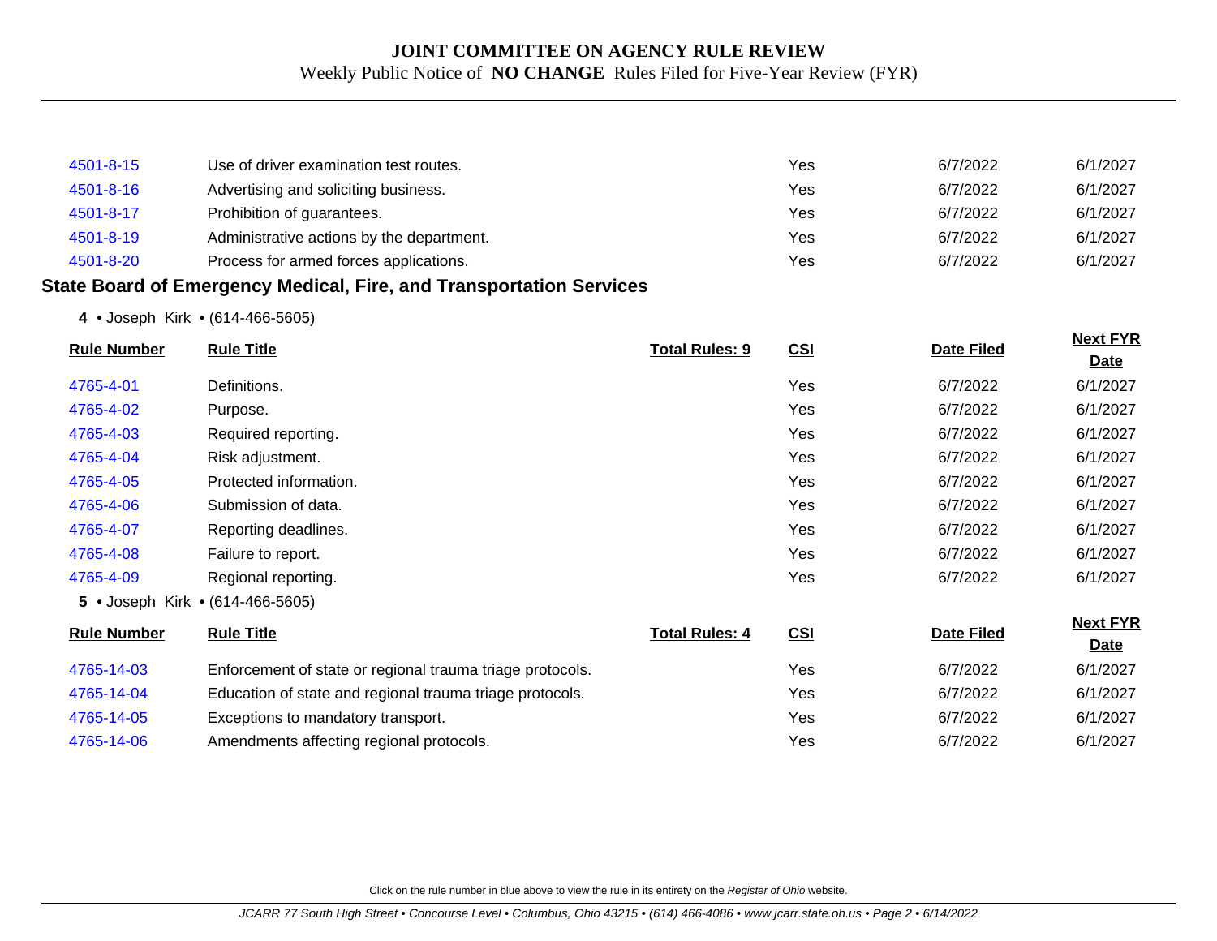| Rule Number | Rule Title | Total Rules | CSI | Date Filed | Next FYR Date |
|---|---|---|---|---|---|
| 4501-8-15 | Use of driver examination test routes. | | Yes | 6/7/2022 | 6/1/2027 |
| 4501-8-16 | Advertising and soliciting business. | | Yes | 6/7/2022 | 6/1/2027 |
| 4501-8-17 | Prohibition of guarantees. | | Yes | 6/7/2022 | 6/1/2027 |
| 4501-8-19 | Administrative actions by the department. | | Yes | 6/7/2022 | 6/1/2027 |
| 4501-8-20 | Process for armed forces applications. | | Yes | 6/7/2022 | 6/1/2027 |

## State Board of Emergency Medical, Fire, and Transportation Services

**4** • Joseph Kirk • (614-466-5605)

| Rule Number | Rule Title | Total Rules: 9 | CSI | Date Filed | Next FYR Date |
|---|---|---|---|---|---|
| 4765-4-01 | Definitions. | | Yes | 6/7/2022 | 6/1/2027 |
| 4765-4-02 | Purpose. | | Yes | 6/7/2022 | 6/1/2027 |
| 4765-4-03 | Required reporting. | | Yes | 6/7/2022 | 6/1/2027 |
| 4765-4-04 | Risk adjustment. | | Yes | 6/7/2022 | 6/1/2027 |
| 4765-4-05 | Protected information. | | Yes | 6/7/2022 | 6/1/2027 |
| 4765-4-06 | Submission of data. | | Yes | 6/7/2022 | 6/1/2027 |
| 4765-4-07 | Reporting deadlines. | | Yes | 6/7/2022 | 6/1/2027 |
| 4765-4-08 | Failure to report. | | Yes | 6/7/2022 | 6/1/2027 |
| 4765-4-09 | Regional reporting. | | Yes | 6/7/2022 | 6/1/2027 |

**5** • Joseph Kirk • (614-466-5605)

| Rule Number | Rule Title | Total Rules: 4 | CSI | Date Filed | Next FYR Date |
|---|---|---|---|---|---|
| 4765-14-03 | Enforcement of state or regional trauma triage protocols. | | Yes | 6/7/2022 | 6/1/2027 |
| 4765-14-04 | Education of state and regional trauma triage protocols. | | Yes | 6/7/2022 | 6/1/2027 |
| 4765-14-05 | Exceptions to mandatory transport. | | Yes | 6/7/2022 | 6/1/2027 |
| 4765-14-06 | Amendments affecting regional protocols. | | Yes | 6/7/2022 | 6/1/2027 |

Click on the rule number in blue above to view the rule in its entirety on the *Register of Ohio* website.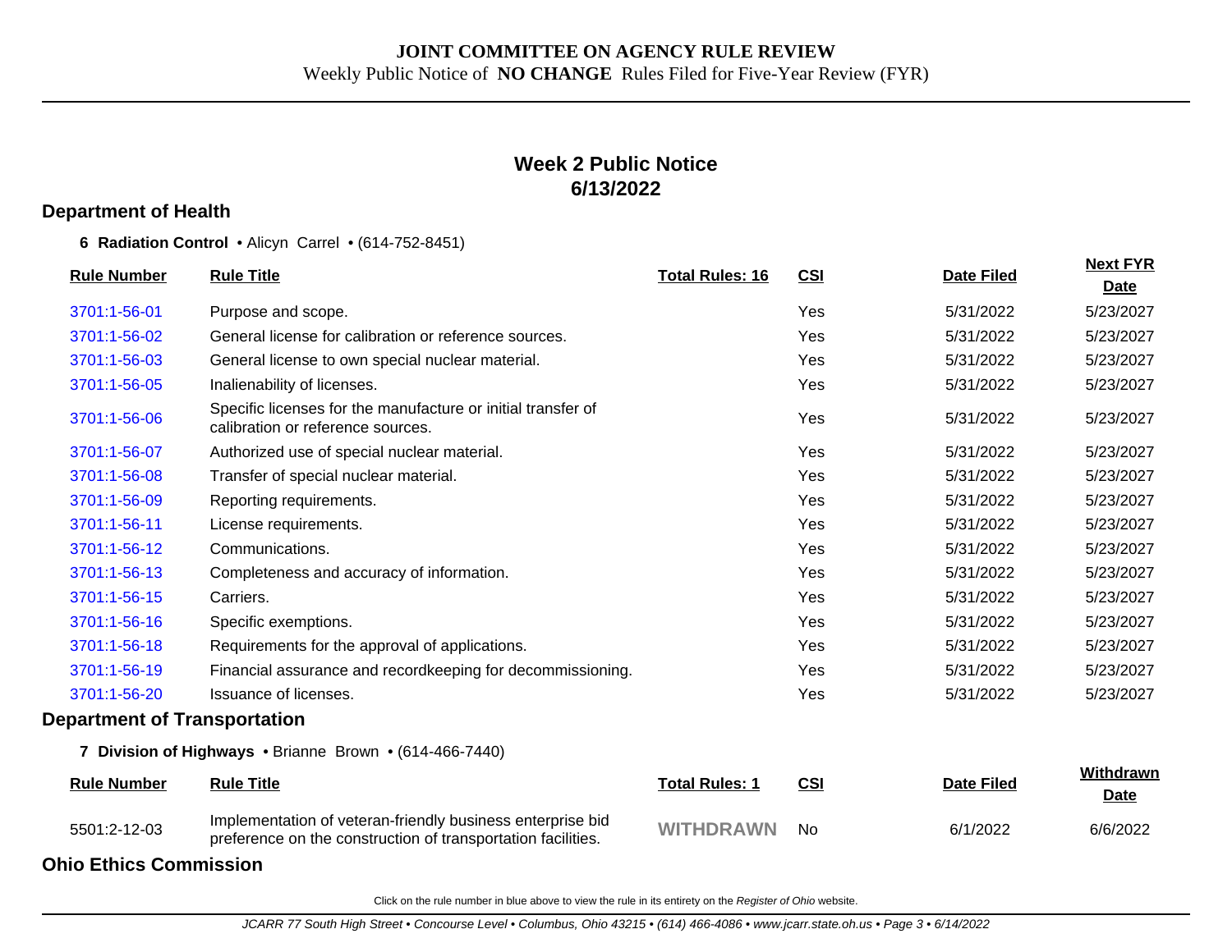# JOINT COMMITTEE ON AGENCY RULE REVIEW

Weekly Public Notice of **NO CHANGE** Rules Filed for Five-Year Review (FYR)

## Week 2 Public Notice
## 6/13/2022

## Department of Health

**6 Radiation Control** • Alicyn Carrel • (614-752-8451)

| Rule Number | Rule Title | Total Rules: 16 | CSI | Date Filed | Next FYR Date |
|---|---|---|---|---|---|
| 3701:1-56-01 | Purpose and scope. | | Yes | 5/31/2022 | 5/23/2027 |
| 3701:1-56-02 | General license for calibration or reference sources. | | Yes | 5/31/2022 | 5/23/2027 |
| 3701:1-56-03 | General license to own special nuclear material. | | Yes | 5/31/2022 | 5/23/2027 |
| 3701:1-56-05 | Inalienability of licenses. | | Yes | 5/31/2022 | 5/23/2027 |
| 3701:1-56-06 | Specific licenses for the manufacture or initial transfer of calibration or reference sources. | | Yes | 5/31/2022 | 5/23/2027 |
| 3701:1-56-07 | Authorized use of special nuclear material. | | Yes | 5/31/2022 | 5/23/2027 |
| 3701:1-56-08 | Transfer of special nuclear material. | | Yes | 5/31/2022 | 5/23/2027 |
| 3701:1-56-09 | Reporting requirements. | | Yes | 5/31/2022 | 5/23/2027 |
| 3701:1-56-11 | License requirements. | | Yes | 5/31/2022 | 5/23/2027 |
| 3701:1-56-12 | Communications. | | Yes | 5/31/2022 | 5/23/2027 |
| 3701:1-56-13 | Completeness and accuracy of information. | | Yes | 5/31/2022 | 5/23/2027 |
| 3701:1-56-15 | Carriers. | | Yes | 5/31/2022 | 5/23/2027 |
| 3701:1-56-16 | Specific exemptions. | | Yes | 5/31/2022 | 5/23/2027 |
| 3701:1-56-18 | Requirements for the approval of applications. | | Yes | 5/31/2022 | 5/23/2027 |
| 3701:1-56-19 | Financial assurance and recordkeeping for decommissioning. | | Yes | 5/31/2022 | 5/23/2027 |
| 3701:1-56-20 | Issuance of licenses. | | Yes | 5/31/2022 | 5/23/2027 |

## Department of Transportation

**7 Division of Highways** • Brianne Brown • (614-466-7440)

| Rule Number | Rule Title | Total Rules: 1 | CSI | Date Filed | Withdrawn Date |
|---|---|---|---|---|---|
| 5501:2-12-03 | Implementation of veteran-friendly business enterprise bid preference on the construction of transportation facilities. | WITHDRAWN | No | 6/1/2022 | 6/6/2022 |

## Ohio Ethics Commission

Click on the rule number in blue above to view the rule in its entirety on the *Register of Ohio* website.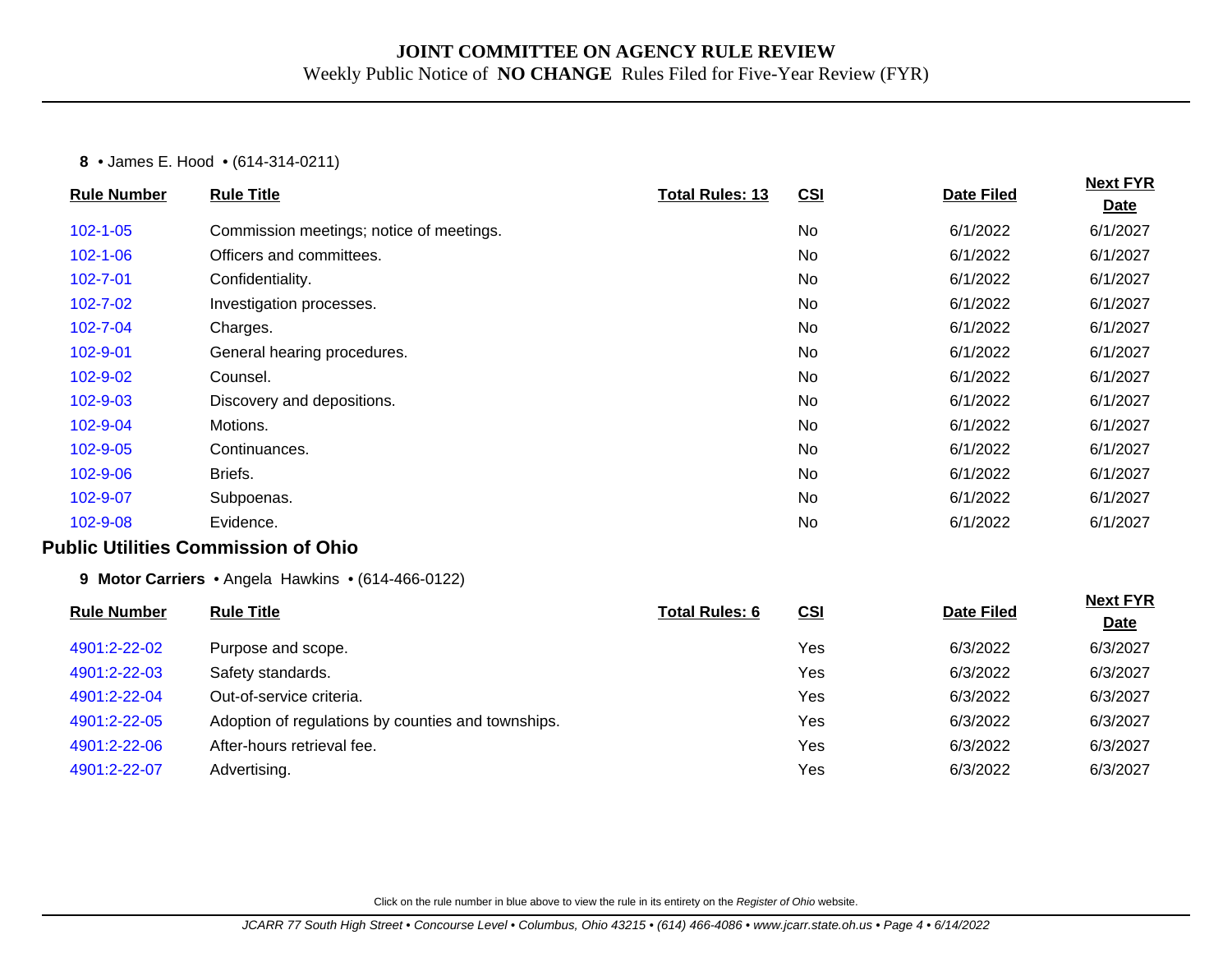# JOINT COMMITTEE ON AGENCY RULE REVIEW

Weekly Public Notice of **NO CHANGE** Rules Filed for Five-Year Review (FYR)

**8** • James E. Hood • (614-314-0211)

| Rule Number | Rule Title | Total Rules: 13 | CSI | Date Filed | Next FYR Date |
|---|---|---|---|---|---|
| 102-1-05 | Commission meetings; notice of meetings. | | No | 6/1/2022 | 6/1/2027 |
| 102-1-06 | Officers and committees. | | No | 6/1/2022 | 6/1/2027 |
| 102-7-01 | Confidentiality. | | No | 6/1/2022 | 6/1/2027 |
| 102-7-02 | Investigation processes. | | No | 6/1/2022 | 6/1/2027 |
| 102-7-04 | Charges. | | No | 6/1/2022 | 6/1/2027 |
| 102-9-01 | General hearing procedures. | | No | 6/1/2022 | 6/1/2027 |
| 102-9-02 | Counsel. | | No | 6/1/2022 | 6/1/2027 |
| 102-9-03 | Discovery and depositions. | | No | 6/1/2022 | 6/1/2027 |
| 102-9-04 | Motions. | | No | 6/1/2022 | 6/1/2027 |
| 102-9-05 | Continuances. | | No | 6/1/2022 | 6/1/2027 |
| 102-9-06 | Briefs. | | No | 6/1/2022 | 6/1/2027 |
| 102-9-07 | Subpoenas. | | No | 6/1/2022 | 6/1/2027 |
| 102-9-08 | Evidence. | | No | 6/1/2022 | 6/1/2027 |

## Public Utilities Commission of Ohio

**9 Motor Carriers** • Angela Hawkins • (614-466-0122)

| Rule Number | Rule Title | Total Rules: 6 | CSI | Date Filed | Next FYR Date |
|---|---|---|---|---|---|
| 4901:2-22-02 | Purpose and scope. | | Yes | 6/3/2022 | 6/3/2027 |
| 4901:2-22-03 | Safety standards. | | Yes | 6/3/2022 | 6/3/2027 |
| 4901:2-22-04 | Out-of-service criteria. | | Yes | 6/3/2022 | 6/3/2027 |
| 4901:2-22-05 | Adoption of regulations by counties and townships. | | Yes | 6/3/2022 | 6/3/2027 |
| 4901:2-22-06 | After-hours retrieval fee. | | Yes | 6/3/2022 | 6/3/2027 |
| 4901:2-22-07 | Advertising. | | Yes | 6/3/2022 | 6/3/2027 |

Click on the rule number in blue above to view the rule in its entirety on the *Register of Ohio* website.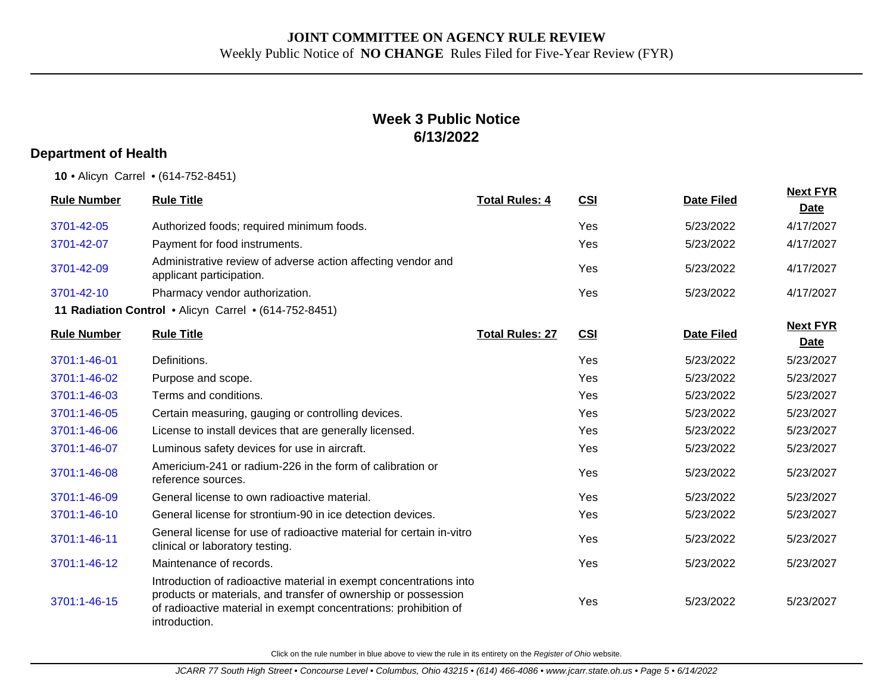# JOINT COMMITTEE ON AGENCY RULE REVIEW

Weekly Public Notice of **NO CHANGE** Rules Filed for Five-Year Review (FYR)

## Week 3 Public Notice
## 6/13/2022

### Department of Health

**10** • Alicyn Carrel • (614-752-8451)

| Rule Number | Rule Title | Total Rules: 4 | CSI | Date Filed | Next FYR Date |
|---|---|---|---|---|---|
| 3701-42-05 | Authorized foods; required minimum foods. | | Yes | 5/23/2022 | 4/17/2027 |
| 3701-42-07 | Payment for food instruments. | | Yes | 5/23/2022 | 4/17/2027 |
| 3701-42-09 | Administrative review of adverse action affecting vendor and applicant participation. | | Yes | 5/23/2022 | 4/17/2027 |
| 3701-42-10 | Pharmacy vendor authorization. | | Yes | 5/23/2022 | 4/17/2027 |

**11 Radiation Control** • Alicyn Carrel • (614-752-8451)

| Rule Number | Rule Title | Total Rules: 27 | CSI | Date Filed | Next FYR Date |
|---|---|---|---|---|---|
| 3701:1-46-01 | Definitions. | | Yes | 5/23/2022 | 5/23/2027 |
| 3701:1-46-02 | Purpose and scope. | | Yes | 5/23/2022 | 5/23/2027 |
| 3701:1-46-03 | Terms and conditions. | | Yes | 5/23/2022 | 5/23/2027 |
| 3701:1-46-05 | Certain measuring, gauging or controlling devices. | | Yes | 5/23/2022 | 5/23/2027 |
| 3701:1-46-06 | License to install devices that are generally licensed. | | Yes | 5/23/2022 | 5/23/2027 |
| 3701:1-46-07 | Luminous safety devices for use in aircraft. | | Yes | 5/23/2022 | 5/23/2027 |
| 3701:1-46-08 | Americium-241 or radium-226 in the form of calibration or reference sources. | | Yes | 5/23/2022 | 5/23/2027 |
| 3701:1-46-09 | General license to own radioactive material. | | Yes | 5/23/2022 | 5/23/2027 |
| 3701:1-46-10 | General license for strontium-90 in ice detection devices. | | Yes | 5/23/2022 | 5/23/2027 |
| 3701:1-46-11 | General license for use of radioactive material for certain in-vitro clinical or laboratory testing. | | Yes | 5/23/2022 | 5/23/2027 |
| 3701:1-46-12 | Maintenance of records. | | Yes | 5/23/2022 | 5/23/2027 |
| 3701:1-46-15 | Introduction of radioactive material in exempt concentrations into products or materials, and transfer of ownership or possession of radioactive material in exempt concentrations: prohibition of introduction. | | Yes | 5/23/2022 | 5/23/2027 |

Click on the rule number in blue above to view the rule in its entirety on the *Register of Ohio* website.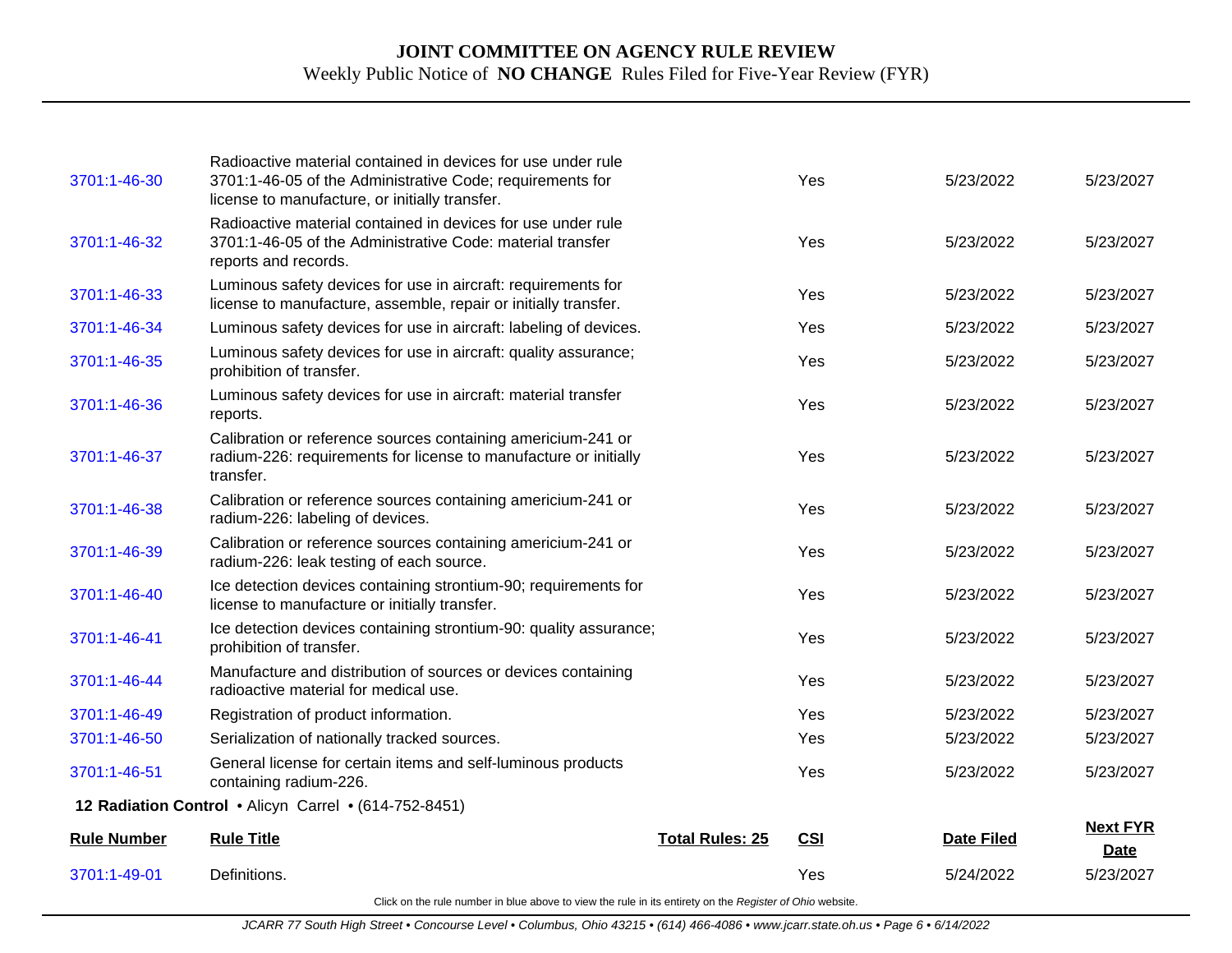| | | | | |
|---|---|---|---|---|
| 3701:1-46-30 | Radioactive material contained in devices for use under rule 3701:1-46-05 of the Administrative Code; requirements for license to manufacture, or initially transfer. | Yes | 5/23/2022 | 5/23/2027 |
| 3701:1-46-32 | Radioactive material contained in devices for use under rule 3701:1-46-05 of the Administrative Code: material transfer reports and records. | Yes | 5/23/2022 | 5/23/2027 |
| 3701:1-46-33 | Luminous safety devices for use in aircraft: requirements for license to manufacture, assemble, repair or initially transfer. | Yes | 5/23/2022 | 5/23/2027 |
| 3701:1-46-34 | Luminous safety devices for use in aircraft: labeling of devices. | Yes | 5/23/2022 | 5/23/2027 |
| 3701:1-46-35 | Luminous safety devices for use in aircraft: quality assurance; prohibition of transfer. | Yes | 5/23/2022 | 5/23/2027 |
| 3701:1-46-36 | Luminous safety devices for use in aircraft: material transfer reports. | Yes | 5/23/2022 | 5/23/2027 |
| 3701:1-46-37 | Calibration or reference sources containing americium-241 or radium-226: requirements for license to manufacture or initially transfer. | Yes | 5/23/2022 | 5/23/2027 |
| 3701:1-46-38 | Calibration or reference sources containing americium-241 or radium-226: labeling of devices. | Yes | 5/23/2022 | 5/23/2027 |
| 3701:1-46-39 | Calibration or reference sources containing americium-241 or radium-226: leak testing of each source. | Yes | 5/23/2022 | 5/23/2027 |
| 3701:1-46-40 | Ice detection devices containing strontium-90; requirements for license to manufacture or initially transfer. | Yes | 5/23/2022 | 5/23/2027 |
| 3701:1-46-41 | Ice detection devices containing strontium-90: quality assurance; prohibition of transfer. | Yes | 5/23/2022 | 5/23/2027 |
| 3701:1-46-44 | Manufacture and distribution of sources or devices containing radioactive material for medical use. | Yes | 5/23/2022 | 5/23/2027 |
| 3701:1-46-49 | Registration of product information. | Yes | 5/23/2022 | 5/23/2027 |
| 3701:1-46-50 | Serialization of nationally tracked sources. | Yes | 5/23/2022 | 5/23/2027 |
| 3701:1-46-51 | General license for certain items and self-luminous products containing radium-226. | Yes | 5/23/2022 | 5/23/2027 |

**12 Radiation Control** • Alicyn Carrel • (614-752-8451)

| Rule Number | Rule Title | Total Rules: 25 | CSI | Date Filed | Next FYR Date |
|---|---|---|---|---|---|
| 3701:1-49-01 | Definitions. | | Yes | 5/24/2022 | 5/23/2027 |

Click on the rule number in blue above to view the rule in its entirety on the *Register of Ohio* website.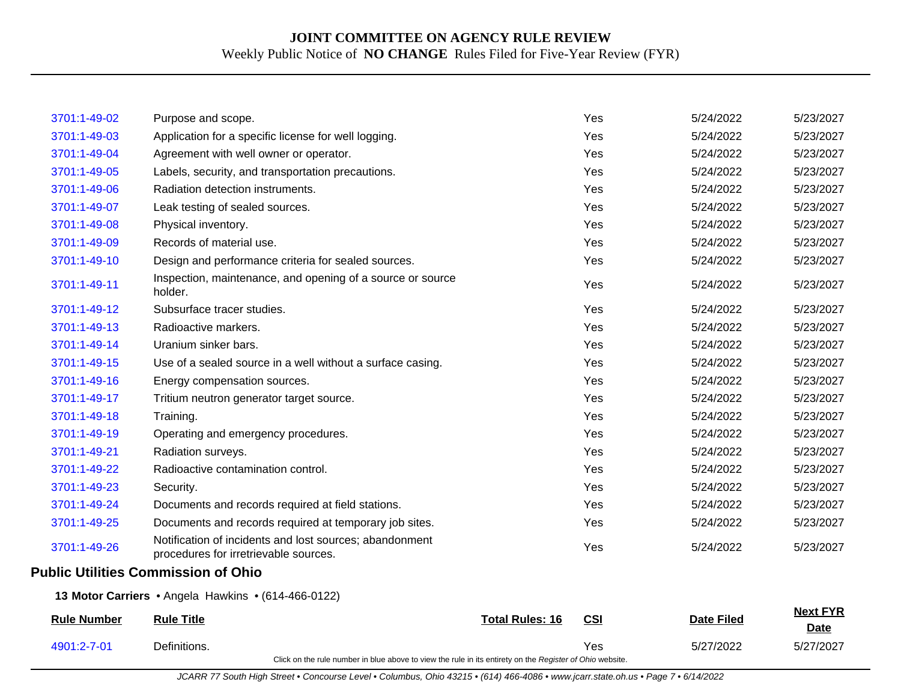| | | | | |
|---|---|---|---|---|
| 3701:1-49-02 | Purpose and scope. | Yes | 5/24/2022 | 5/23/2027 |
| 3701:1-49-03 | Application for a specific license for well logging. | Yes | 5/24/2022 | 5/23/2027 |
| 3701:1-49-04 | Agreement with well owner or operator. | Yes | 5/24/2022 | 5/23/2027 |
| 3701:1-49-05 | Labels, security, and transportation precautions. | Yes | 5/24/2022 | 5/23/2027 |
| 3701:1-49-06 | Radiation detection instruments. | Yes | 5/24/2022 | 5/23/2027 |
| 3701:1-49-07 | Leak testing of sealed sources. | Yes | 5/24/2022 | 5/23/2027 |
| 3701:1-49-08 | Physical inventory. | Yes | 5/24/2022 | 5/23/2027 |
| 3701:1-49-09 | Records of material use. | Yes | 5/24/2022 | 5/23/2027 |
| 3701:1-49-10 | Design and performance criteria for sealed sources. | Yes | 5/24/2022 | 5/23/2027 |
| 3701:1-49-11 | Inspection, maintenance, and opening of a source or source holder. | Yes | 5/24/2022 | 5/23/2027 |
| 3701:1-49-12 | Subsurface tracer studies. | Yes | 5/24/2022 | 5/23/2027 |
| 3701:1-49-13 | Radioactive markers. | Yes | 5/24/2022 | 5/23/2027 |
| 3701:1-49-14 | Uranium sinker bars. | Yes | 5/24/2022 | 5/23/2027 |
| 3701:1-49-15 | Use of a sealed source in a well without a surface casing. | Yes | 5/24/2022 | 5/23/2027 |
| 3701:1-49-16 | Energy compensation sources. | Yes | 5/24/2022 | 5/23/2027 |
| 3701:1-49-17 | Tritium neutron generator target source. | Yes | 5/24/2022 | 5/23/2027 |
| 3701:1-49-18 | Training. | Yes | 5/24/2022 | 5/23/2027 |
| 3701:1-49-19 | Operating and emergency procedures. | Yes | 5/24/2022 | 5/23/2027 |
| 3701:1-49-21 | Radiation surveys. | Yes | 5/24/2022 | 5/23/2027 |
| 3701:1-49-22 | Radioactive contamination control. | Yes | 5/24/2022 | 5/23/2027 |
| 3701:1-49-23 | Security. | Yes | 5/24/2022 | 5/23/2027 |
| 3701:1-49-24 | Documents and records required at field stations. | Yes | 5/24/2022 | 5/23/2027 |
| 3701:1-49-25 | Documents and records required at temporary job sites. | Yes | 5/24/2022 | 5/23/2027 |
| 3701:1-49-26 | Notification of incidents and lost sources; abandonment procedures for irretrievable sources. | Yes | 5/24/2022 | 5/23/2027 |

## Public Utilities Commission of Ohio

**13 Motor Carriers** • Angela Hawkins • (614-466-0122)

| Rule Number | Rule Title | Total Rules: 16 | CSI | Date Filed | Next FYR Date |
|---|---|---|---|---|---|
| 4901:2-7-01 | Definitions. | | Yes | 5/27/2022 | 5/27/2027 |

Click on the rule number in blue above to view the rule in its entirety on the *Register of Ohio* website.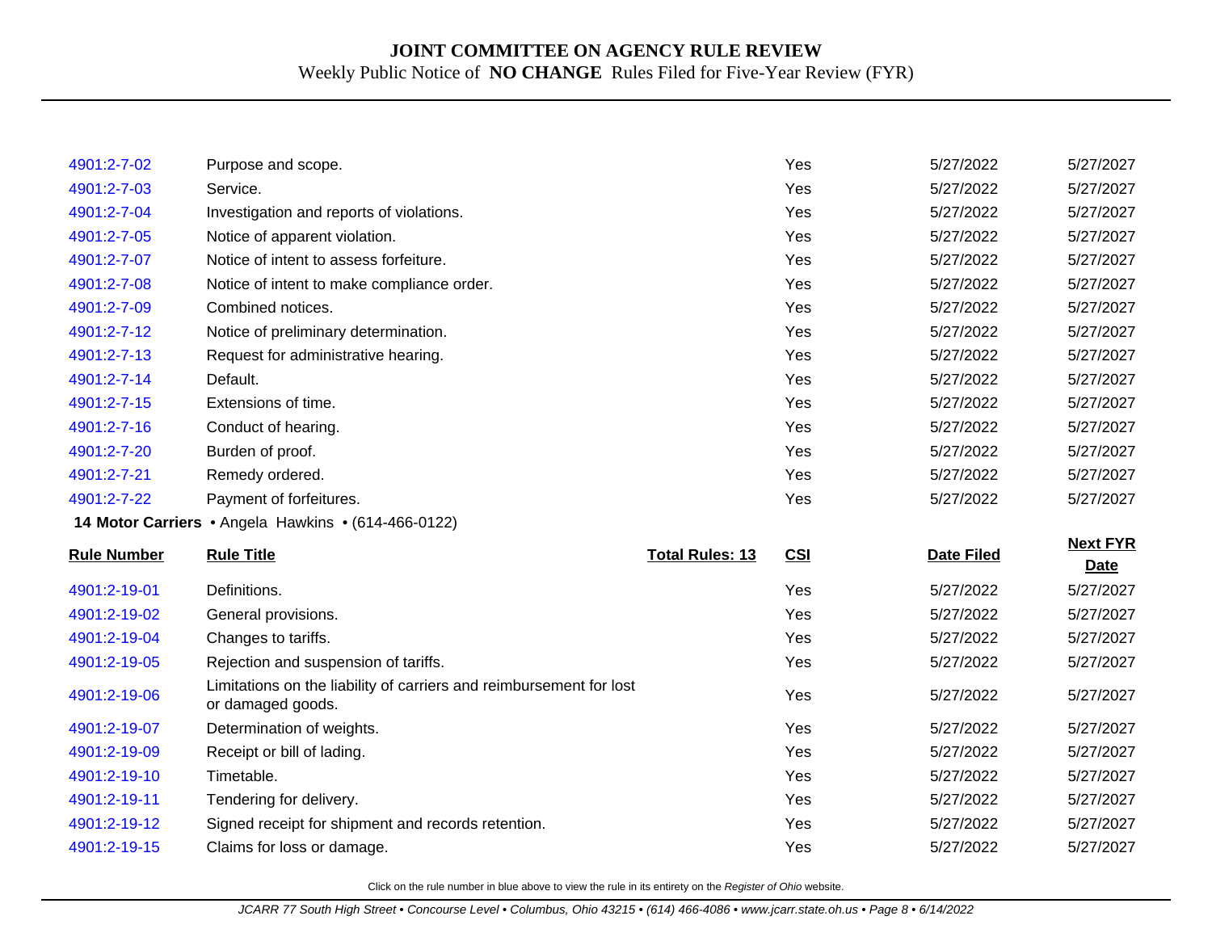| | | | | | |
|---|---|---|---|---|---|
| 4901:2-7-02 | Purpose and scope. | | Yes | 5/27/2022 | 5/27/2027 |
| 4901:2-7-03 | Service. | | Yes | 5/27/2022 | 5/27/2027 |
| 4901:2-7-04 | Investigation and reports of violations. | | Yes | 5/27/2022 | 5/27/2027 |
| 4901:2-7-05 | Notice of apparent violation. | | Yes | 5/27/2022 | 5/27/2027 |
| 4901:2-7-07 | Notice of intent to assess forfeiture. | | Yes | 5/27/2022 | 5/27/2027 |
| 4901:2-7-08 | Notice of intent to make compliance order. | | Yes | 5/27/2022 | 5/27/2027 |
| 4901:2-7-09 | Combined notices. | | Yes | 5/27/2022 | 5/27/2027 |
| 4901:2-7-12 | Notice of preliminary determination. | | Yes | 5/27/2022 | 5/27/2027 |
| 4901:2-7-13 | Request for administrative hearing. | | Yes | 5/27/2022 | 5/27/2027 |
| 4901:2-7-14 | Default. | | Yes | 5/27/2022 | 5/27/2027 |
| 4901:2-7-15 | Extensions of time. | | Yes | 5/27/2022 | 5/27/2027 |
| 4901:2-7-16 | Conduct of hearing. | | Yes | 5/27/2022 | 5/27/2027 |
| 4901:2-7-20 | Burden of proof. | | Yes | 5/27/2022 | 5/27/2027 |
| 4901:2-7-21 | Remedy ordered. | | Yes | 5/27/2022 | 5/27/2027 |
| 4901:2-7-22 | Payment of forfeitures. | | Yes | 5/27/2022 | 5/27/2027 |

**14 Motor Carriers** • Angela Hawkins • (614-466-0122)

| Rule Number | Rule Title | Total Rules: 13 | CSI | Date Filed | Next FYR Date |
|---|---|---|---|---|---|
| 4901:2-19-01 | Definitions. | | Yes | 5/27/2022 | 5/27/2027 |
| 4901:2-19-02 | General provisions. | | Yes | 5/27/2022 | 5/27/2027 |
| 4901:2-19-04 | Changes to tariffs. | | Yes | 5/27/2022 | 5/27/2027 |
| 4901:2-19-05 | Rejection and suspension of tariffs. | | Yes | 5/27/2022 | 5/27/2027 |
| 4901:2-19-06 | Limitations on the liability of carriers and reimbursement for lost or damaged goods. | | Yes | 5/27/2022 | 5/27/2027 |
| 4901:2-19-07 | Determination of weights. | | Yes | 5/27/2022 | 5/27/2027 |
| 4901:2-19-09 | Receipt or bill of lading. | | Yes | 5/27/2022 | 5/27/2027 |
| 4901:2-19-10 | Timetable. | | Yes | 5/27/2022 | 5/27/2027 |
| 4901:2-19-11 | Tendering for delivery. | | Yes | 5/27/2022 | 5/27/2027 |
| 4901:2-19-12 | Signed receipt for shipment and records retention. | | Yes | 5/27/2022 | 5/27/2027 |
| 4901:2-19-15 | Claims for loss or damage. | | Yes | 5/27/2022 | 5/27/2027 |

Click on the rule number in blue above to view the rule in its entirety on the *Register of Ohio* website.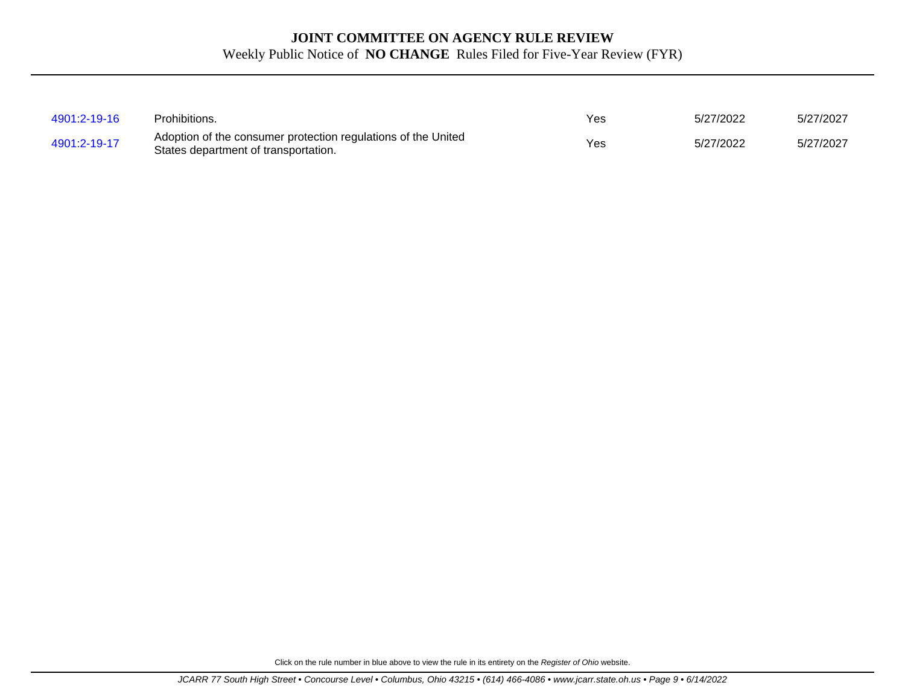# JOINT COMMITTEE ON AGENCY RULE REVIEW

Weekly Public Notice of **NO CHANGE** Rules Filed for Five-Year Review (FYR)

| | | | | |
|---|---|---|---|---|
| 4901:2-19-16 | Prohibitions. | Yes | 5/27/2022 | 5/27/2027 |
| 4901:2-19-17 | Adoption of the consumer protection regulations of the United States department of transportation. | Yes | 5/27/2022 | 5/27/2027 |

Click on the rule number in blue above to view the rule in its entirety on the *Register of Ohio* website.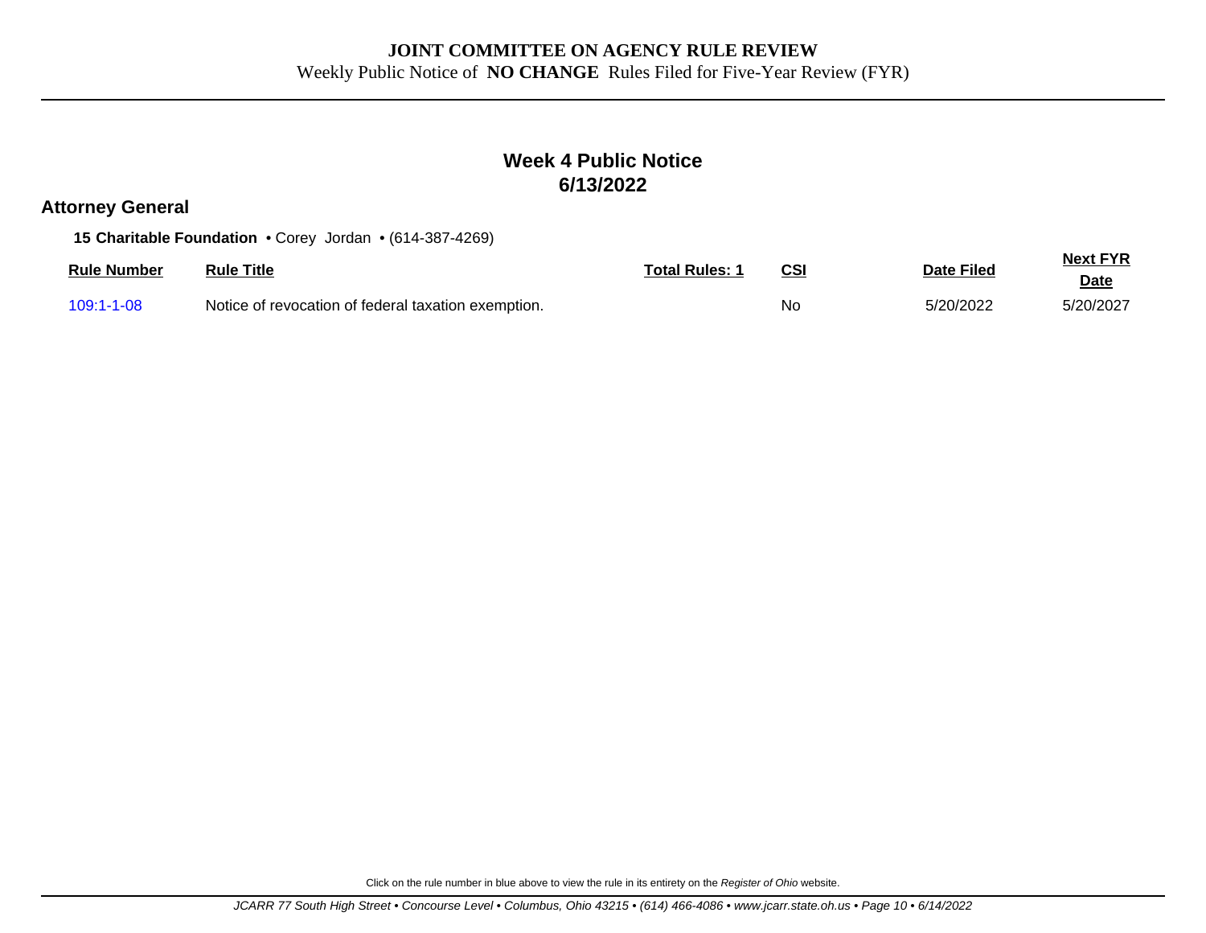**JOINT COMMITTEE ON AGENCY RULE REVIEW**

Weekly Public Notice of **NO CHANGE** Rules Filed for Five-Year Review (FYR)

## Week 4 Public Notice
## 6/13/2022

### Attorney General

**15 Charitable Foundation** • Corey Jordan • (614-387-4269)

| Rule Number | Rule Title | Total Rules: 1 | CSI | Date Filed | Next FYR Date |
|---|---|---|---|---|---|
| 109:1-1-08 | Notice of revocation of federal taxation exemption. | | No | 5/20/2022 | 5/20/2027 |

Click on the rule number in blue above to view the rule in its entirety on the *Register of Ohio* website.